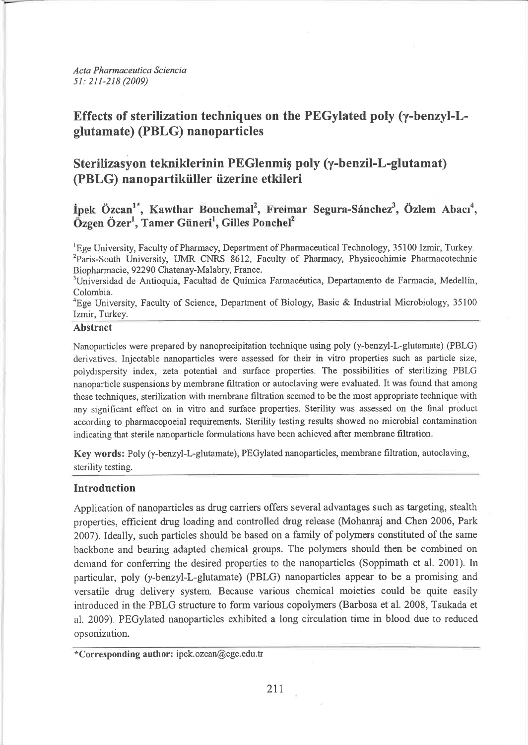# Effects of sterilization techniques on the PEGylated poly (γ-benzyl-L-glutamate) (PBLG) nanoparticles

# Sterilizasyon tekniklerinin PEGlenmiş poly (γ-benzil-L-glutamat) (PBLG) nanopartiküller üzerine etkileri

**İpek Özcan[1*], Kawthar Bouchemal[2], Freimar Segura-Sánchez[3], Özlem Abacı[4], Özgen Özer[1], Tamer Güneri[1], Gilles Ponchel[2]**

[1]Ege University, Faculty of Pharmacy, Department of Pharmaceutical Technology, 35100 Izmir, Turkey.
[2]Paris-South University, UMR CNRS 8612, Faculty of Pharmacy, Physicochimie Pharmacotechnie Biopharmacie, 92290 Chatenay-Malabry, France.
[3]Universidad de Antioquia, Facultad de Química Farmacéutica, Departamento de Farmacia, Medellín, Colombia.
[4]Ege University, Faculty of Science, Department of Biology, Basic & Industrial Microbiology, 35100 Izmir, Turkey.

## Abstract

Nanoparticles were prepared by nanoprecipitation technique using poly (γ-benzyl-L-glutamate) (PBLG) derivatives. Injectable nanoparticles were assessed for their in vitro properties such as particle size, polydispersity index, zeta potential and surface properties. The possibilities of sterilizing PBLG nanoparticle suspensions by membrane filtration or autoclaving were evaluated. It was found that among these techniques, sterilization with membrane filtration seemed to be the most appropriate technique with any significant effect on in vitro and surface properties. Sterility was assessed on the final product according to pharmacopoeial requirements. Sterility testing results showed no microbial contamination indicating that sterile nanoparticle formulations have been achieved after membrane filtration.

**Key words:** Poly (γ-benzyl-L-glutamate), PEGylated nanoparticles, membrane filtration, autoclaving, sterility testing.

## Introduction

Application of nanoparticles as drug carriers offers several advantages such as targeting, stealth properties, efficient drug loading and controlled drug release (Mohanraj and Chen 2006, Park 2007). Ideally, such particles should be based on a family of polymers constituted of the same backbone and bearing adapted chemical groups. The polymers should then be combined on demand for conferring the desired properties to the nanoparticles (Soppimath et al. 2001). In particular, poly (γ-benzyl-L-glutamate) (PBLG) nanoparticles appear to be a promising and versatile drug delivery system. Because various chemical moieties could be quite easily introduced in the PBLG structure to form various copolymers (Barbosa et al. 2008, Tsukada et al. 2009). PEGylated nanoparticles exhibited a long circulation time in blood due to reduced opsonization.

*Corresponding author: ipek.ozcan@ege.edu.tr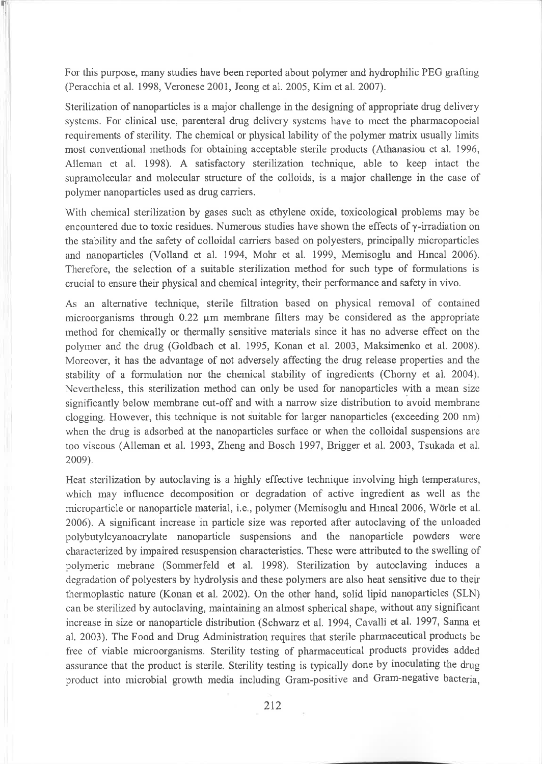For this purpose, many studies have been reported about polymer and hydrophilic PEG grafting (Peracchia et al. 1998, Veronese 2001, Jeong et al. 2005, Kim et al. 2007).

Sterilization of nanoparticles is a major challenge in the designing of appropriate drug delivery systems. For clinical use, parenteral drug delivery systems have to meet the pharmacopoeial requirements of sterility. The chemical or physical lability of the polymer matrix usually limits most conventional methods for obtaining acceptable sterile products (Athanasiou et al. 1996, Alleman et al. 1998). A satisfactory sterilization technique, able to keep intact the supramolecular and molecular structure of the colloids, is a major challenge in the case of polymer nanoparticles used as drug carriers.

With chemical sterilization by gases such as ethylene oxide, toxicological problems may be encountered due to toxic residues. Numerous studies have shown the effects of $\gamma$-irradiation on the stability and the safety of colloidal carriers based on polyesters, principally microparticles and nanoparticles (Volland et al. 1994, Mohr et al. 1999, Memisoglu and Hıncal 2006). Therefore, the selection of a suitable sterilization method for such type of formulations is crucial to ensure their physical and chemical integrity, their performance and safety in vivo.

As an alternative technique, sterile filtration based on physical removal of contained microorganisms through 0.22 μm membrane filters may be considered as the appropriate method for chemically or thermally sensitive materials since it has no adverse effect on the polymer and the drug (Goldbach et al. 1995, Konan et al. 2003, Maksimenko et al. 2008). Moreover, it has the advantage of not adversely affecting the drug release properties and the stability of a formulation nor the chemical stability of ingredients (Chorny et al. 2004). Nevertheless, this sterilization method can only be used for nanoparticles with a mean size significantly below membrane cut-off and with a narrow size distribution to avoid membrane clogging. However, this technique is not suitable for larger nanoparticles (exceeding 200 nm) when the drug is adsorbed at the nanoparticles surface or when the colloidal suspensions are too viscous (Alleman et al. 1993, Zheng and Bosch 1997, Brigger et al. 2003, Tsukada et al. 2009).

Heat sterilization by autoclaving is a highly effective technique involving high temperatures, which may influence decomposition or degradation of active ingredient as well as the microparticle or nanoparticle material, i.e., polymer (Memisoglu and Hıncal 2006, Wörle et al. 2006). A significant increase in particle size was reported after autoclaving of the unloaded polybutylcyanoacrylate nanoparticle suspensions and the nanoparticle powders were characterized by impaired resuspension characteristics. These were attributed to the swelling of polymeric mebrane (Sommerfeld et al. 1998). Sterilization by autoclaving induces a degradation of polyesters by hydrolysis and these polymers are also heat sensitive due to their thermoplastic nature (Konan et al. 2002). On the other hand, solid lipid nanoparticles (SLN) can be sterilized by autoclaving, maintaining an almost spherical shape, without any significant increase in size or nanoparticle distribution (Schwarz et al. 1994, Cavalli et al. 1997, Sanna et al. 2003). The Food and Drug Administration requires that sterile pharmaceutical products be free of viable microorganisms. Sterility testing of pharmaceutical products provides added assurance that the product is sterile. Sterility testing is typically done by inoculating the drug product into microbial growth media including Gram-positive and Gram-negative bacteria,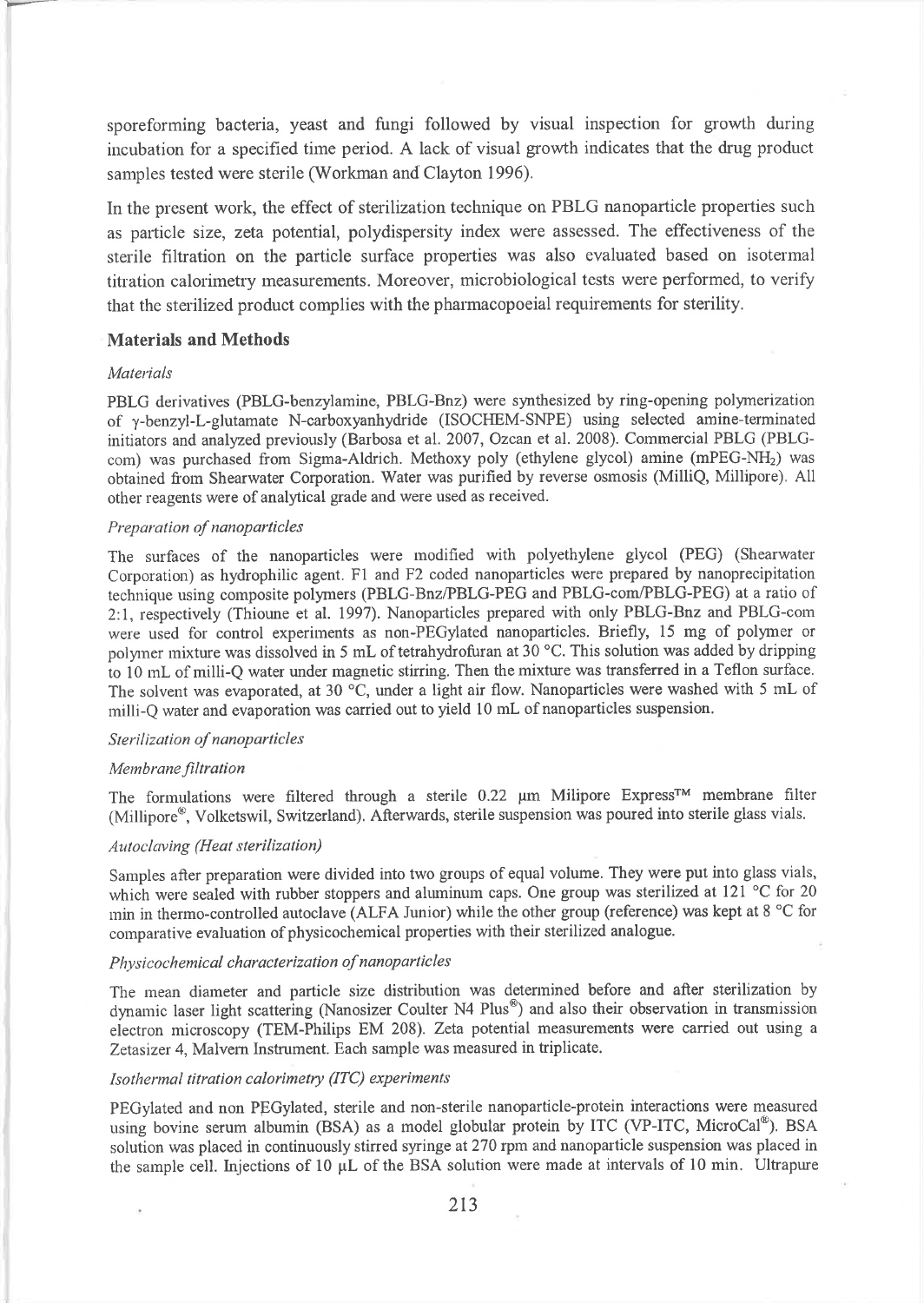sporeforming bacteria, yeast and fungi followed by visual inspection for growth during incubation for a specified time period. A lack of visual growth indicates that the drug product samples tested were sterile (Workman and Clayton 1996).

In the present work, the effect of sterilization technique on PBLG nanoparticle properties such as particle size, zeta potential, polydispersity index were assessed. The effectiveness of the sterile filtration on the particle surface properties was also evaluated based on isotermal titration calorimetry measurements. Moreover, microbiological tests were performed, to verify that the sterilized product complies with the pharmacopoeial requirements for sterility.

## Materials and Methods

### *Materials*

PBLG derivatives (PBLG-benzylamine, PBLG-Bnz) were synthesized by ring-opening polymerization of γ-benzyl-L-glutamate N-carboxyanhydride (ISOCHEM-SNPE) using selected amine-terminated initiators and analyzed previously (Barbosa et al. 2007, Ozcan et al. 2008). Commercial PBLG (PBLG-com) was purchased from Sigma-Aldrich. Methoxy poly (ethylene glycol) amine (mPEG-$NH_2$) was obtained from Shearwater Corporation. Water was purified by reverse osmosis (MilliQ, Millipore). All other reagents were of analytical grade and were used as received.

### *Preparation of nanoparticles*

The surfaces of the nanoparticles were modified with polyethylene glycol (PEG) (Shearwater Corporation) as hydrophilic agent. F1 and F2 coded nanoparticles were prepared by nanoprecipitation technique using composite polymers (PBLG-Bnz/PBLG-PEG and PBLG-com/PBLG-PEG) at a ratio of 2:1, respectively (Thioune et al. 1997). Nanoparticles prepared with only PBLG-Bnz and PBLG-com were used for control experiments as non-PEGylated nanoparticles. Briefly, 15 mg of polymer or polymer mixture was dissolved in 5 mL of tetrahydrofuran at 30 °C. This solution was added by dripping to 10 mL of milli-Q water under magnetic stirring. Then the mixture was transferred in a Teflon surface. The solvent was evaporated, at 30 °C, under a light air flow. Nanoparticles were washed with 5 mL of milli-Q water and evaporation was carried out to yield 10 mL of nanoparticles suspension.

### *Sterilization of nanoparticles*

#### *Membrane filtration*

The formulations were filtered through a sterile 0.22 μm Milipore Express™ membrane filter (Millipore®, Volketswil, Switzerland). Afterwards, sterile suspension was poured into sterile glass vials.

#### *Autoclaving (Heat sterilization)*

Samples after preparation were divided into two groups of equal volume. They were put into glass vials, which were sealed with rubber stoppers and aluminum caps. One group was sterilized at 121 °C for 20 min in thermo-controlled autoclave (ALFA Junior) while the other group (reference) was kept at 8 °C for comparative evaluation of physicochemical properties with their sterilized analogue.

### *Physicochemical characterization of nanoparticles*

The mean diameter and particle size distribution was determined before and after sterilization by dynamic laser light scattering (Nanosizer Coulter N4 Plus®) and also their observation in transmission electron microscopy (TEM-Philips EM 208). Zeta potential measurements were carried out using a Zetasizer 4, Malvern Instrument. Each sample was measured in triplicate.

### *Isothermal titration calorimetry (ITC) experiments*

PEGylated and non PEGylated, sterile and non-sterile nanoparticle-protein interactions were measured using bovine serum albumin (BSA) as a model globular protein by ITC (VP-ITC, MicroCal®). BSA solution was placed in continuously stirred syringe at 270 rpm and nanoparticle suspension was placed in the sample cell. Injections of 10 μL of the BSA solution were made at intervals of 10 min. Ultrapure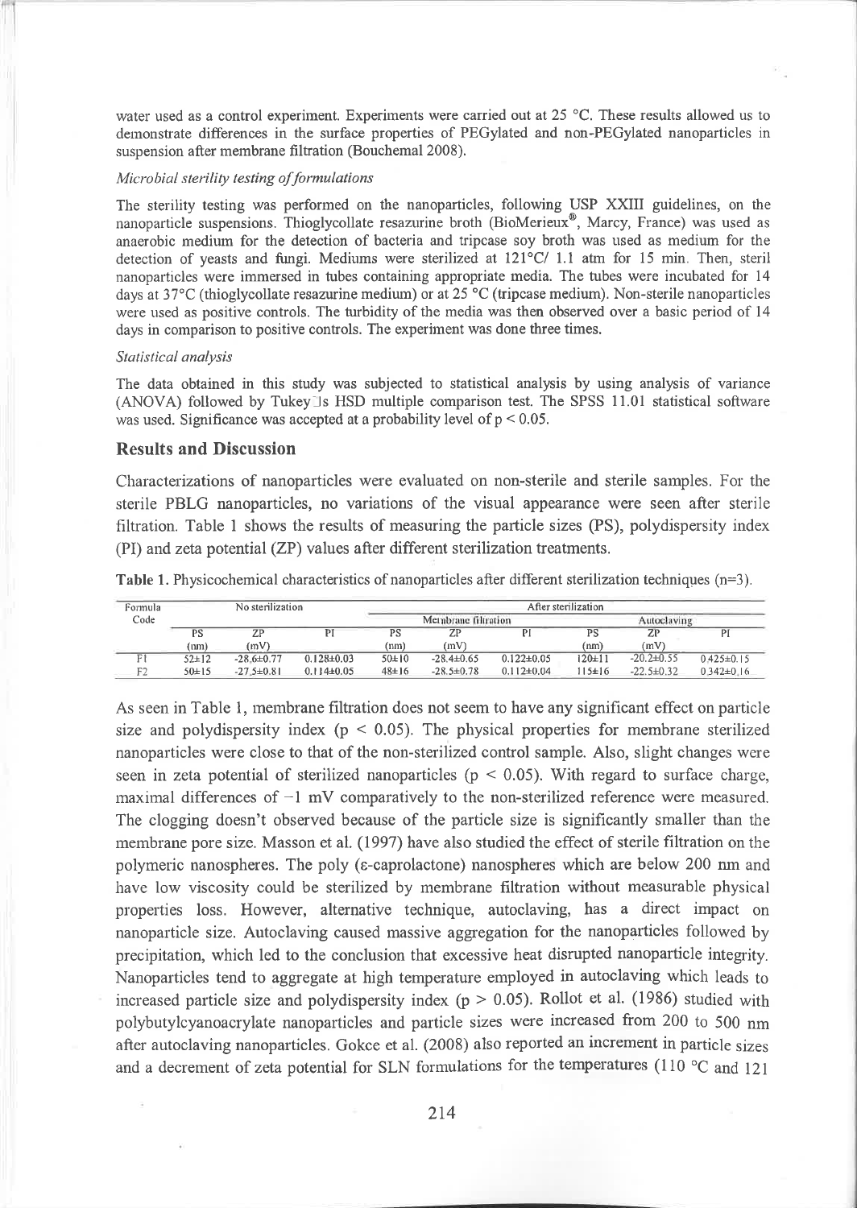water used as a control experiment. Experiments were carried out at 25 °C. These results allowed us to demonstrate differences in the surface properties of PEGylated and non-PEGylated nanoparticles in suspension after membrane filtration (Bouchemal 2008).

*Microbial sterility testing of formulations*

The sterility testing was performed on the nanoparticles, following USP XXIII guidelines, on the nanoparticle suspensions. Thioglycollate resazurine broth (BioMerieux®, Marcy, France) was used as anaerobic medium for the detection of bacteria and tripcase soy broth was used as medium for the detection of yeasts and fungi. Mediums were sterilized at 121°C/ 1.1 atm for 15 min. Then, steril nanoparticles were immersed in tubes containing appropriate media. The tubes were incubated for 14 days at 37°C (thioglycollate resazurine medium) or at 25 °C (tripcase medium). Non-sterile nanoparticles were used as positive controls. The turbidity of the media was then observed over a basic period of 14 days in comparison to positive controls. The experiment was done three times.

*Statistical analysis*

The data obtained in this study was subjected to statistical analysis by using analysis of variance (ANOVA) followed by Tukey□s HSD multiple comparison test. The SPSS 11.01 statistical software was used. Significance was accepted at a probability level of $p < 0.05$.

## Results and Discussion

Characterizations of nanoparticles were evaluated on non-sterile and sterile samples. For the sterile PBLG nanoparticles, no variations of the visual appearance were seen after sterile filtration. Table 1 shows the results of measuring the particle sizes (PS), polydispersity index (PI) and zeta potential (ZP) values after different sterilization treatments.

**Table 1.** Physicochemical characteristics of nanoparticles after different sterilization techniques (n=3).

| Formula Code | No sterilization | | | After sterilization | | | | | |
|---|---|---|---|---|---|---|---|---|---|
| | | | | Membrane filtration | | | Autoclaving | | |
| | PS (nm) | ZP (mV) | PI | PS (nm) | ZP (mV) | PI | PS (nm) | ZP (mV) | PI |
| F1 | 52±12 | -28.6±0.77 | 0.128±0.03 | 50±10 | -28.4±0.65 | 0.122±0.05 | 120±11 | -20.2±0.55 | 0.425±0.15 |
| F2 | 50±15 | -27.5±0.81 | 0.114±0.05 | 48±16 | -28.5±0.78 | 0.112±0.04 | 115±16 | -22.5±0.32 | 0.342±0.16 |

As seen in Table 1, membrane filtration does not seem to have any significant effect on particle size and polydispersity index ($p < 0.05$). The physical properties for membrane sterilized nanoparticles were close to that of the non-sterilized control sample. Also, slight changes were seen in zeta potential of sterilized nanoparticles ($p < 0.05$). With regard to surface charge, maximal differences of −1 mV comparatively to the non-sterilized reference were measured. The clogging doesn't observed because of the particle size is significantly smaller than the membrane pore size. Masson et al. (1997) have also studied the effect of sterile filtration on the polymeric nanospheres. The poly (ε-caprolactone) nanospheres which are below 200 nm and have low viscosity could be sterilized by membrane filtration without measurable physical properties loss. However, alternative technique, autoclaving, has a direct impact on nanoparticle size. Autoclaving caused massive aggregation for the nanoparticles followed by precipitation, which led to the conclusion that excessive heat disrupted nanoparticle integrity. Nanoparticles tend to aggregate at high temperature employed in autoclaving which leads to increased particle size and polydispersity index ($p > 0.05$). Rollot et al. (1986) studied with polybutylcyanoacrylate nanoparticles and particle sizes were increased from 200 to 500 nm after autoclaving nanoparticles. Gokce et al. (2008) also reported an increment in particle sizes and a decrement of zeta potential for SLN formulations for the temperatures (110 °C and 121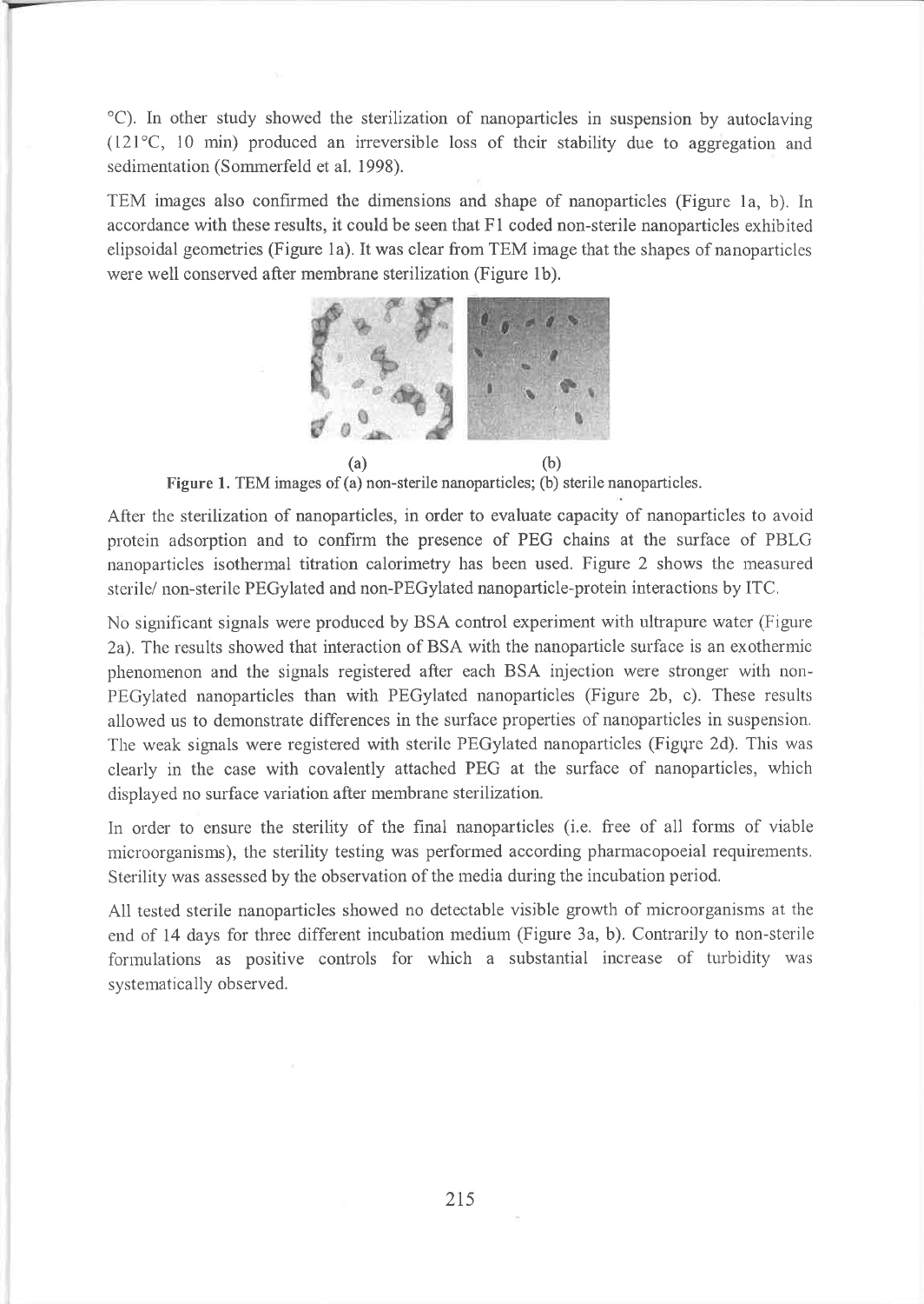°C). In other study showed the sterilization of nanoparticles in suspension by autoclaving (121°C, 10 min) produced an irreversible loss of their stability due to aggregation and sedimentation (Sommerfeld et al. 1998).

TEM images also confirmed the dimensions and shape of nanoparticles (Figure 1a, b). In accordance with these results, it could be seen that F1 coded non-sterile nanoparticles exhibited elipsoidal geometries (Figure 1a). It was clear from TEM image that the shapes of nanoparticles were well conserved after membrane sterilization (Figure 1b).

(a) (b)

**Figure 1.** TEM images of (a) non-sterile nanoparticles; (b) sterile nanoparticles.

After the sterilization of nanoparticles, in order to evaluate capacity of nanoparticles to avoid protein adsorption and to confirm the presence of PEG chains at the surface of PBLG nanoparticles isothermal titration calorimetry has been used. Figure 2 shows the measured sterile/ non-sterile PEGylated and non-PEGylated nanoparticle-protein interactions by ITC.

No significant signals were produced by BSA control experiment with ultrapure water (Figure 2a). The results showed that interaction of BSA with the nanoparticle surface is an exothermic phenomenon and the signals registered after each BSA injection were stronger with non-PEGylated nanoparticles than with PEGylated nanoparticles (Figure 2b, c). These results allowed us to demonstrate differences in the surface properties of nanoparticles in suspension. The weak signals were registered with sterile PEGylated nanoparticles (Figure 2d). This was clearly in the case with covalently attached PEG at the surface of nanoparticles, which displayed no surface variation after membrane sterilization.

In order to ensure the sterility of the final nanoparticles (i.e. free of all forms of viable microorganisms), the sterility testing was performed according pharmacopoeial requirements. Sterility was assessed by the observation of the media during the incubation period.

All tested sterile nanoparticles showed no detectable visible growth of microorganisms at the end of 14 days for three different incubation medium (Figure 3a, b). Contrarily to non-sterile formulations as positive controls for which a substantial increase of turbidity was systematically observed.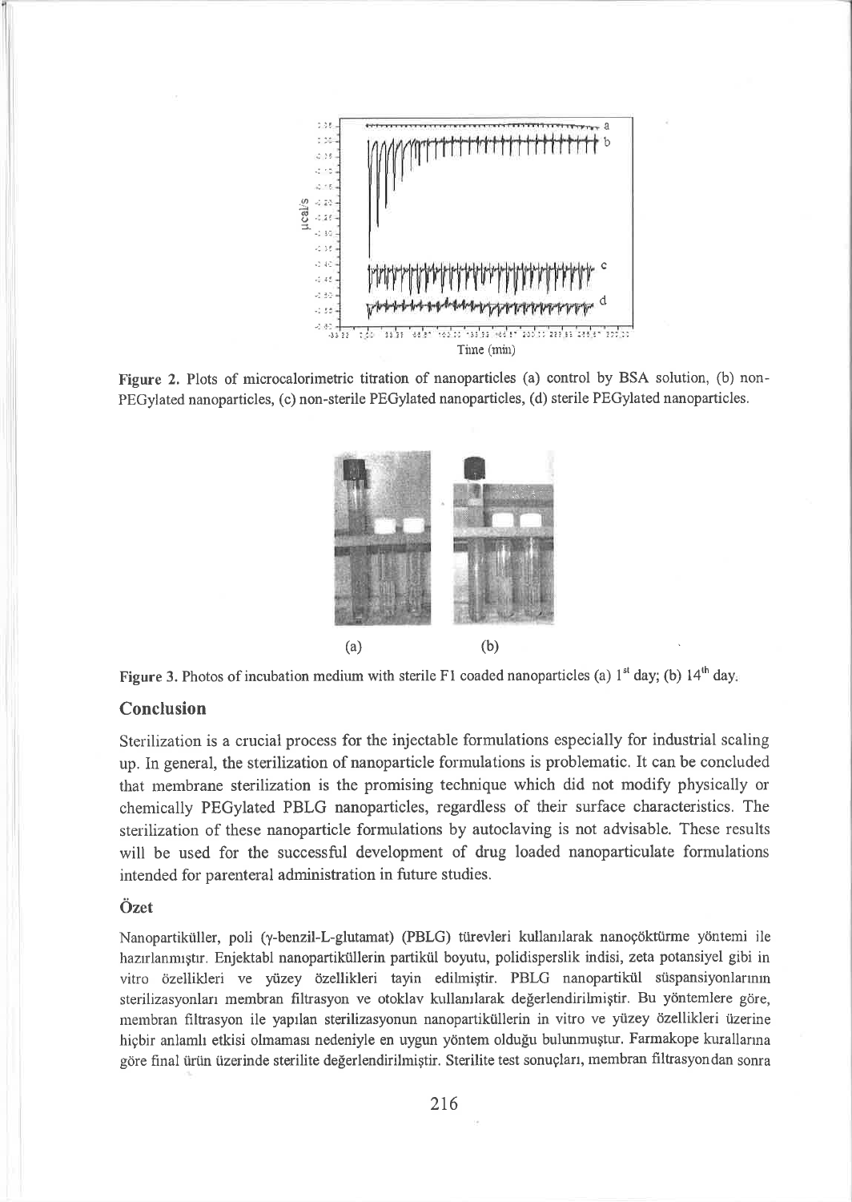Figure 2. Plots of microcalorimetric titration of nanoparticles (a) control by BSA solution, (b) non-PEGylated nanoparticles, (c) non-sterile PEGylated nanoparticles, (d) sterile PEGylated nanoparticles.

Figure 3. Photos of incubation medium with sterile F1 coaded nanoparticles (a) 1[st] day; (b) 14[th] day.

## Conclusion

Sterilization is a crucial process for the injectable formulations especially for industrial scaling up. In general, the sterilization of nanoparticle formulations is problematic. It can be concluded that membrane sterilization is the promising technique which did not modify physically or chemically PEGylated PBLG nanoparticles, regardless of their surface characteristics. The sterilization of these nanoparticle formulations by autoclaving is not advisable. These results will be used for the successful development of drug loaded nanoparticulate formulations intended for parenteral administration in future studies.

### Özet

Nanopartiküller, poli (γ-benzil-L-glutamat) (PBLG) türevleri kullanılarak nanoçöktürme yöntemi ile hazırlanmıştır. Enjektabl nanopartiküllerin partikül boyutu, polidisperslik indisi, zeta potansiyel gibi in vitro özellikleri ve yüzey özellikleri tayin edilmiştir. PBLG nanopartikül süspansiyonlarının sterilizasyonları membran filtrasyon ve otoklav kullanılarak değerlendirilmiştir. Bu yöntemlere göre, membran filtrasyon ile yapılan sterilizasyonun nanopartiküllerin in vitro ve yüzey özellikleri üzerine hiçbir anlamlı etkisi olmaması nedeniyle en uygun yöntem olduğu bulunmuştur. Farmakope kurallarına göre final ürün üzerinde sterilite değerlendirilmiştir. Sterilite test sonuçları, membran filtrasyondan sonra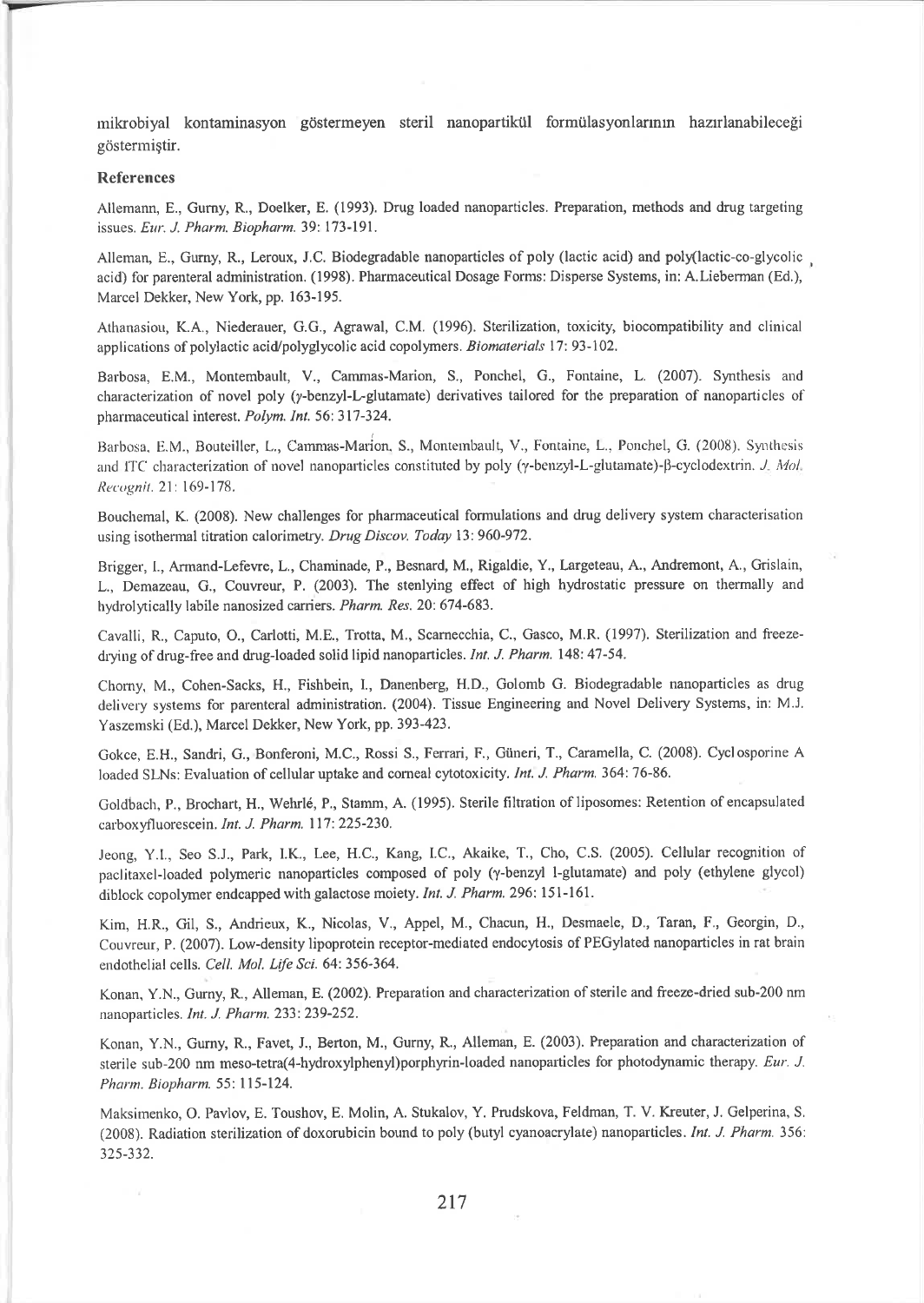mikrobiyal kontaminasyon göstermeyen steril nanopartikül formülasyonlarının hazırlanabileceği göstermiştir.

### References

Allemann, E., Gurny, R., Doelker, E. (1993). Drug loaded nanoparticles. Preparation, methods and drug targeting issues. *Eur. J. Pharm. Biopharm.* 39: 173-191.

Alleman, E., Gurny, R., Leroux, J.C. Biodegradable nanoparticles of poly (lactic acid) and poly(lactic-co-glycolic acid) for parenteral administration. (1998). Pharmaceutical Dosage Forms: Disperse Systems, in: A.Lieberman (Ed.), Marcel Dekker, New York, pp. 163-195.

Athanasiou, K.A., Niederauer, G.G., Agrawal, C.M. (1996). Sterilization, toxicity, biocompatibility and clinical applications of polylactic acid/polyglycolic acid copolymers. *Biomaterials* 17: 93-102.

Barbosa, E.M., Montembault, V., Cammas-Marion, S., Ponchel, G., Fontaine, L. (2007). Synthesis and characterization of novel poly (γ-benzyl-L-glutamate) derivatives tailored for the preparation of nanoparticles of pharmaceutical interest. *Polym. Int.* 56: 317-324.

Barbosa, E.M., Bouteiller, L., Cammas-Marion, S., Montembault, V., Fontaine, L., Ponchel, G. (2008). Synthesis and ITC characterization of novel nanoparticles constituted by poly (γ-benzyl-L-glutamate)-β-cyclodextrin. *J. Mol. Recognit.* 21: 169-178.

Bouchemal, K. (2008). New challenges for pharmaceutical formulations and drug delivery system characterisation using isothermal titration calorimetry. *Drug Discov. Today* 13: 960-972.

Brigger, I., Armand-Lefevre, L., Chaminade, P., Besnard, M., Rigaldie, Y., Largeteau, A., Andremont, A., Grislain, L., Demazeau, G., Couvreur, P. (2003). The stenlying effect of high hydrostatic pressure on thermally and hydrolytically labile nanosized carriers. *Pharm. Res.* 20: 674-683.

Cavalli, R., Caputo, O., Carlotti, M.E., Trotta, M., Scarnecchia, C., Gasco, M.R. (1997). Sterilization and freeze-drying of drug-free and drug-loaded solid lipid nanoparticles. *Int. J. Pharm.* 148: 47-54.

Chorny, M., Cohen-Sacks, H., Fishbein, I., Danenberg, H.D., Golomb G. Biodegradable nanoparticles as drug delivery systems for parenteral administration. (2004). Tissue Engineering and Novel Delivery Systems, in: M.J. Yaszemski (Ed.), Marcel Dekker, New York, pp. 393-423.

Gokce, E.H., Sandri, G., Bonferoni, M.C., Rossi S., Ferrari, F., Güneri, T., Caramella, C. (2008). Cyclosporine A loaded SLNs: Evaluation of cellular uptake and corneal cytotoxicity. *Int. J. Pharm.* 364: 76-86.

Goldbach, P., Brochart, H., Wehrlé, P., Stamm, A. (1995). Sterile filtration of liposomes: Retention of encapsulated carboxyfluorescein. *Int. J. Pharm.* 117: 225-230.

Jeong, Y.I., Seo S.J., Park, I.K., Lee, H.C., Kang, I.C., Akaike, T., Cho, C.S. (2005). Cellular recognition of paclitaxel-loaded polymeric nanoparticles composed of poly (γ-benzyl l-glutamate) and poly (ethylene glycol) diblock copolymer endcapped with galactose moiety. *Int. J. Pharm.* 296: 151-161.

Kim, H.R., Gil, S., Andrieux, K., Nicolas, V., Appel, M., Chacun, H., Desmaele, D., Taran, F., Georgin, D., Couvreur, P. (2007). Low-density lipoprotein receptor-mediated endocytosis of PEGylated nanoparticles in rat brain endothelial cells. *Cell. Mol. Life Sci.* 64: 356-364.

Konan, Y.N., Gurny, R., Alleman, E. (2002). Preparation and characterization of sterile and freeze-dried sub-200 nm nanoparticles. *Int. J. Pharm.* 233: 239-252.

Konan, Y.N., Gurny, R., Favet, J., Berton, M., Gurny, R., Alleman, E. (2003). Preparation and characterization of sterile sub-200 nm meso-tetra(4-hydroxylphenyl)porphyrin-loaded nanoparticles for photodynamic therapy. *Eur. J. Pharm. Biopharm.* 55: 115-124.

Maksimenko, O. Pavlov, E. Toushov, E. Molin, A. Stukalov, Y. Prudskova, Feldman, T. V. Kreuter, J. Gelperina, S. (2008). Radiation sterilization of doxorubicin bound to poly (butyl cyanoacrylate) nanoparticles. *Int. J. Pharm.* 356: 325-332.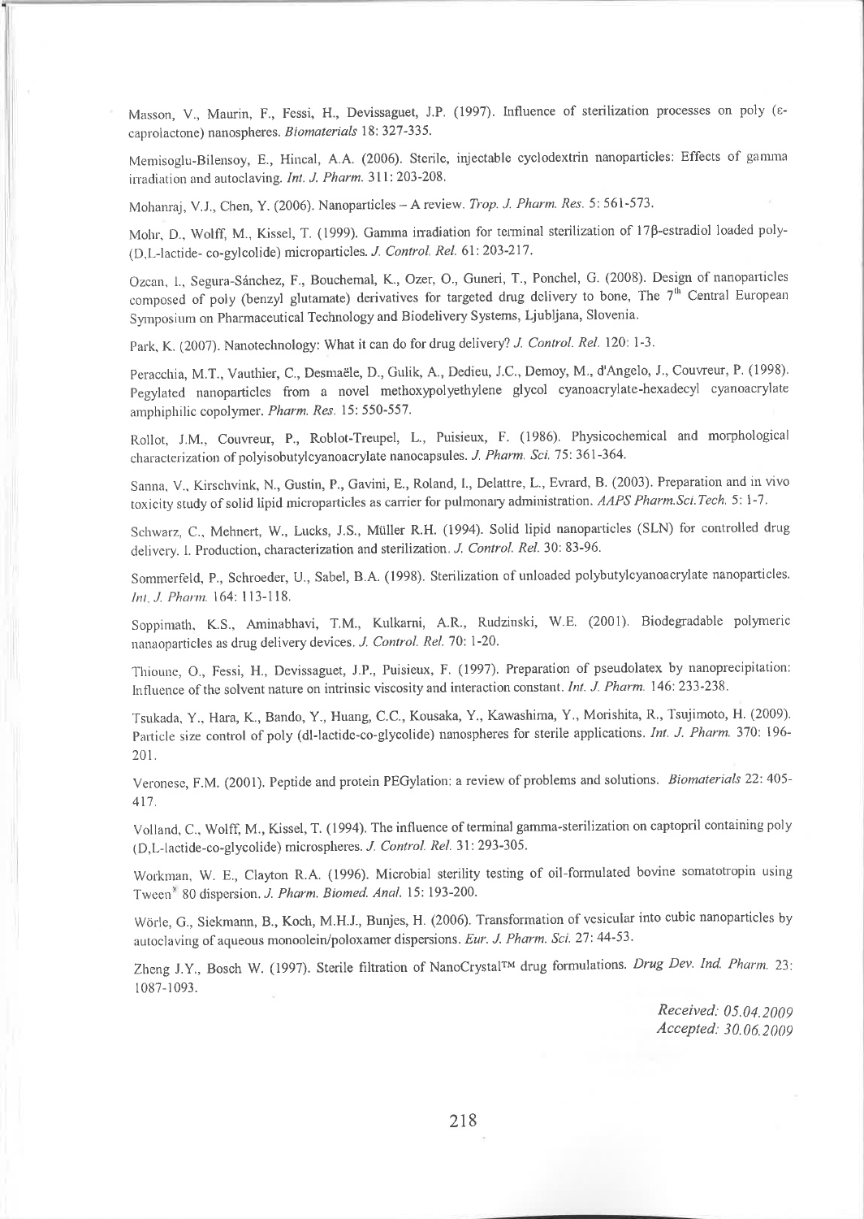Masson, V., Maurin, F., Fessi, H., Devissaguet, J.P. (1997). Influence of sterilization processes on poly (ε-caprolactone) nanospheres. *Biomaterials* 18: 327-335.

Memisoglu-Bilensoy, E., Hincal, A.A. (2006). Sterile, injectable cyclodextrin nanoparticles: Effects of gamma irradiation and autoclaving. *Int. J. Pharm.* 311: 203-208.

Mohanraj, V.J., Chen, Y. (2006). Nanoparticles – A review. *Trop. J. Pharm. Res.* 5: 561-573.

Mohr, D., Wolff, M., Kissel, T. (1999). Gamma irradiation for terminal sterilization of 17β-estradiol loaded poly-(D,L-lactide- co-gylcolide) microparticles. *J. Control. Rel.* 61: 203-217.

Ozcan, I., Segura-Sánchez, F., Bouchemal, K., Ozer, O., Guneri, T., Ponchel, G. (2008). Design of nanoparticles composed of poly (benzyl glutamate) derivatives for targeted drug delivery to bone, The 7th Central European Symposium on Pharmaceutical Technology and Biodelivery Systems, Ljubljana, Slovenia.

Park, K. (2007). Nanotechnology: What it can do for drug delivery? *J. Control. Rel.* 120: 1-3.

Peracchia, M.T., Vauthier, C., Desmaële, D., Gulik, A., Dedieu, J.C., Demoy, M., d'Angelo, J., Couvreur, P. (1998). Pegylated nanoparticles from a novel methoxypolyethylene glycol cyanoacrylate-hexadecyl cyanoacrylate amphiphilic copolymer. *Pharm. Res.* 15: 550-557.

Rollot, J.M., Couvreur, P., Roblot-Treupel, L., Puisieux, F. (1986). Physicochemical and morphological characterization of polyisobutylcyanoacrylate nanocapsules. *J. Pharm. Sci.* 75: 361-364.

Sanna, V., Kirschvink, N., Gustin, P., Gavini, E., Roland, I., Delattre, L., Evrard, B. (2003). Preparation and in vivo toxicity study of solid lipid microparticles as carrier for pulmonary administration. *AAPS Pharm.Sci.Tech.* 5: 1-7.

Schwarz, C., Mehnert, W., Lucks, J.S., Müller R.H. (1994). Solid lipid nanoparticles (SLN) for controlled drug delivery. I. Production, characterization and sterilization. *J. Control. Rel.* 30: 83-96.

Sommerfeld, P., Schroeder, U., Sabel, B.A. (1998). Sterilization of unloaded polybutylcyanoacrylate nanoparticles. *Int. J. Pharm.* 164: 113-118.

Soppimath, K.S., Aminabhavi, T.M., Kulkarni, A.R., Rudzinski, W.E. (2001). Biodegradable polymeric nanaoparticles as drug delivery devices. *J. Control. Rel.* 70: 1-20.

Thioune, O., Fessi, H., Devissaguet, J.P., Puisieux, F. (1997). Preparation of pseudolatex by nanoprecipitation: Influence of the solvent nature on intrinsic viscosity and interaction constant. *Int. J. Pharm.* 146: 233-238.

Tsukada, Y., Hara, K., Bando, Y., Huang, C.C., Kousaka, Y., Kawashima, Y., Morishita, R., Tsujimoto, H. (2009). Particle size control of poly (dl-lactide-co-glycolide) nanospheres for sterile applications. *Int. J. Pharm.* 370: 196-201.

Veronese, F.M. (2001). Peptide and protein PEGylation: a review of problems and solutions. *Biomaterials* 22: 405-417.

Volland, C., Wolff, M., Kissel, T. (1994). The influence of terminal gamma-sterilization on captopril containing poly (D,L-lactide-co-glycolide) microspheres. *J. Control. Rel.* 31: 293-305.

Workman, W. E., Clayton R.A. (1996). Microbial sterility testing of oil-formulated bovine somatotropin using Tween® 80 dispersion. *J. Pharm. Biomed. Anal.* 15: 193-200.

Wörle, G., Siekmann, B., Koch, M.H.J., Bunjes, H. (2006). Transformation of vesicular into cubic nanoparticles by autoclaving of aqueous monoolein/poloxamer dispersions. *Eur. J. Pharm. Sci.* 27: 44-53.

Zheng J.Y., Bosch W. (1997). Sterile filtration of NanoCrystal™ drug formulations. *Drug Dev. Ind. Pharm.* 23: 1087-1093.

*Received: 05.04.2009*
*Accepted: 30.06.2009*